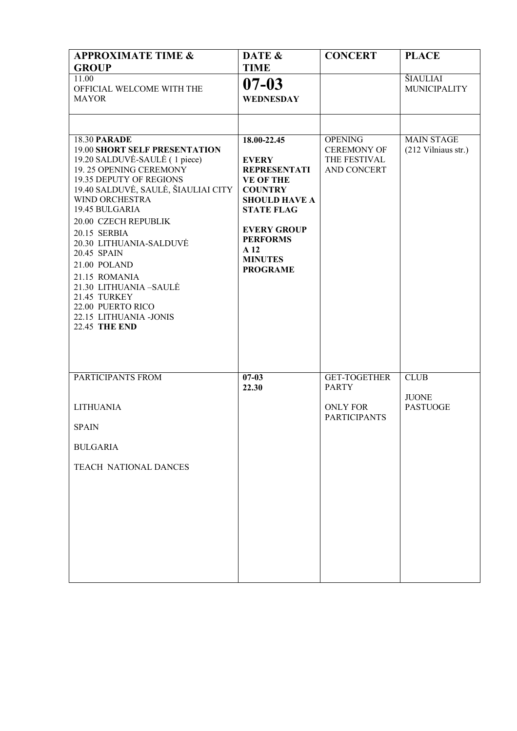| **APPROXIMATE TIME & GROUP** | **DATE & TIME** | **CONCERT** | **PLACE** |
|---|---|---|---|
| 11.00<br>OFFICIAL WELCOME WITH THE MAYOR | **07-03**<br>**WEDNESDAY** | | ŠIAULIAI MUNICIPALITY |
| | | | |
| 18.30 **PARADE**<br>19.00 **SHORT SELF PRESENTATION**<br>19.20 SALDUVĖ-SAULĖ ( 1 piece)<br>19. 25 OPENING CEREMONY<br>19.35 DEPUTY OF REGIONS<br>19.40 SALDUVĖ, SAULĖ, ŠIAULIAI CITY WIND ORCHESTRA<br>19.45 BULGARIA<br>20.00 CZECH REPUBLIK<br>20.15 SERBIA<br>20.30 LITHUANIA-SALDUVĖ<br>20.45 SPAIN<br>21.00 POLAND<br>21.15 ROMANIA<br>21.30 LITHUANIA –SAULĖ<br>21.45 TURKEY<br>22.00 PUERTO RICO<br>22.15 LITHUANIA -JONIS<br>22.45 **THE END** | **18.00-22.45**<br><br>**EVERY REPRESENTATIVE OF THE COUNTRY SHOULD HAVE A STATE FLAG**<br><br>**EVERY GROUP PERFORMS A 12 MINUTES PROGRAME** | OPENING CEREMONY OF THE FESTIVAL AND CONCERT | MAIN STAGE (212 Vilniaus str.) |
| PARTICIPANTS FROM<br><br>LITHUANIA<br><br>SPAIN<br><br>BULGARIA<br><br>TEACH NATIONAL DANCES | **07-03**<br>**22.30** | GET-TOGETHER PARTY<br><br>ONLY FOR PARTICIPANTS | CLUB<br><br>JUONE PASTUOGE |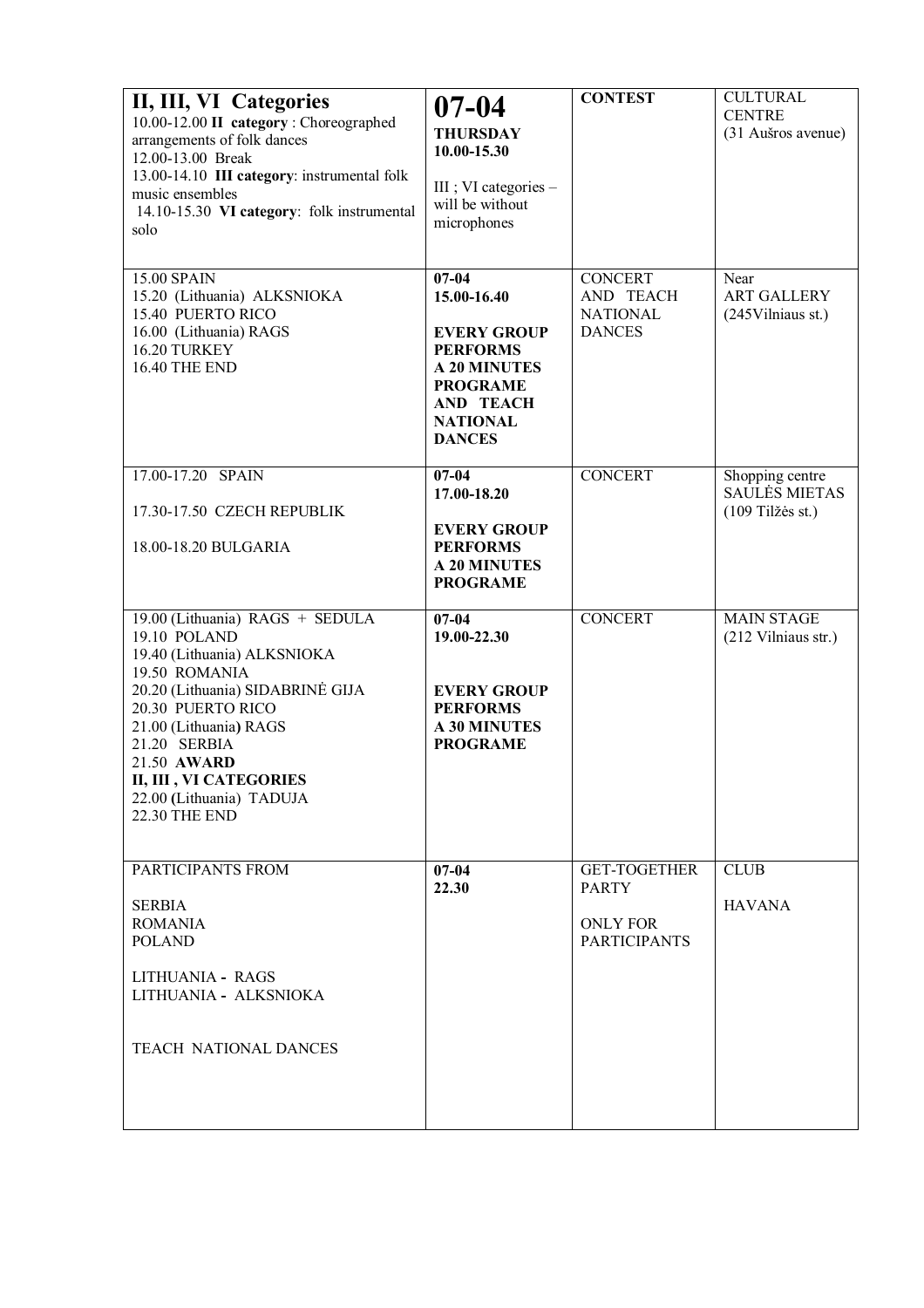| | | | |
|---|---|---|---|
| **II, III, VI Categories**<br>10.00-12.00 **II category** : Choreographed arrangements of folk dances<br>12.00-13.00 Break<br>13.00-14.10 **III category**: instrumental folk music ensembles<br>14.10-15.30 **VI category**: folk instrumental solo | **07-04**<br>**THURSDAY**<br>**10.00-15.30**<br><br>III ; VI categories – will be without microphones | **CONTEST** | CULTURAL CENTRE<br>(31 Aušros avenue) |
| 15.00 SPAIN<br>15.20 (Lithuania) ALKSNIOKA<br>15.40 PUERTO RICO<br>16.00 (Lithuania) RAGS<br>16.20 TURKEY<br>16.40 THE END | **07-04**<br>**15.00-16.40**<br><br>**EVERY GROUP PERFORMS A 20 MINUTES PROGRAME AND TEACH NATIONAL DANCES** | CONCERT AND TEACH NATIONAL DANCES | Near ART GALLERY<br>(245Vilniaus st.) |
| 17.00-17.20 SPAIN<br><br>17.30-17.50 CZECH REPUBLIK<br><br>18.00-18.20 BULGARIA | **07-04**<br>**17.00-18.20**<br><br>**EVERY GROUP PERFORMS A 20 MINUTES PROGRAME** | CONCERT | Shopping centre SAULĖS MIETAS<br>(109 Tilžės st.) |
| 19.00 (Lithuania) RAGS + SEDULA<br>19.10 POLAND<br>19.40 (Lithuania) ALKSNIOKA<br>19.50 ROMANIA<br>20.20 (Lithuania) SIDABRINĖ GIJA<br>20.30 PUERTO RICO<br>21.00 (Lithuania) RAGS<br>21.20 SERBIA<br>21.50 **AWARD**<br>**II, III , VI CATEGORIES**<br>22.00 (Lithuania) TADUJA<br>22.30 THE END | **07-04**<br>**19.00-22.30**<br><br>**EVERY GROUP PERFORMS A 30 MINUTES PROGRAME** | CONCERT | MAIN STAGE<br>(212 Vilniaus str.) |
| PARTICIPANTS FROM<br><br>SERBIA<br>ROMANIA<br>POLAND<br><br>LITHUANIA - RAGS<br>LITHUANIA - ALKSNIOKA<br><br>TEACH NATIONAL DANCES | **07-04**<br>**22.30** | GET-TOGETHER PARTY<br><br>ONLY FOR PARTICIPANTS | CLUB<br><br>HAVANA |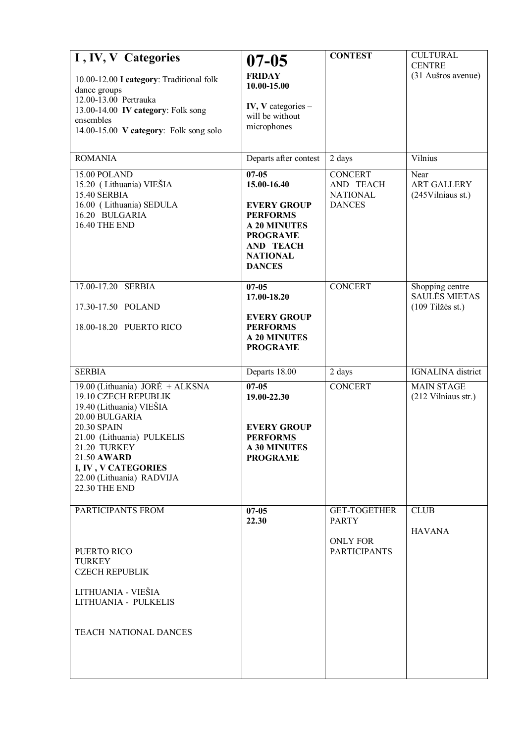| **I , IV, V Categories**<br><br>10.00-12.00 **I category**: Traditional folk dance groups<br>12.00-13.00 Pertrauka<br>13.00-14.00 **IV category**: Folk song ensembles<br>14.00-15.00 **V category**: Folk song solo | **07-05**<br>**FRIDAY**<br>**10.00-15.00**<br><br>**IV, V** categories – will be without microphones | **CONTEST** | CULTURAL CENTRE<br>(31 Aušros avenue) |
|---|---|---|---|
| ROMANIA | Departs after contest | 2 days | Vilnius |
| 15.00 POLAND<br>15.20 ( Lithuania) VIEŠIA<br>15.40 SERBIA<br>16.00 ( Lithuania) SEDULA<br>16.20 BULGARIA<br>16.40 THE END | **07-05**<br>**15.00-16.40**<br><br>**EVERY GROUP PERFORMS A 20 MINUTES PROGRAME AND TEACH NATIONAL DANCES** | CONCERT AND TEACH NATIONAL DANCES | Near ART GALLERY<br>(245Vilniaus st.) |
| 17.00-17.20 SERBIA<br><br>17.30-17.50 POLAND<br><br>18.00-18.20 PUERTO RICO | **07-05**<br>**17.00-18.20**<br><br>**EVERY GROUP PERFORMS A 20 MINUTES PROGRAME** | CONCERT | Shopping centre SAULĖS MIETAS<br>(109 Tilžės st.) |
| SERBIA | Departs 18.00 | 2 days | IGNALINA district |
| 19.00 (Lithuania) JORĖ + ALKSNA<br>19.10 CZECH REPUBLIK<br>19.40 (Lithuania) VIEŠIA<br>20.00 BULGARIA<br>20.30 SPAIN<br>21.00 (Lithuania) PULKELIS<br>21.20 TURKEY<br>21.50 **AWARD**<br>**I, IV , V CATEGORIES**<br>22.00 (Lithuania) RADVIJA<br>22.30 THE END | **07-05**<br>**19.00-22.30**<br><br>**EVERY GROUP PERFORMS A 30 MINUTES PROGRAME** | CONCERT | MAIN STAGE<br>(212 Vilniaus str.) |
| PARTICIPANTS FROM<br><br>PUERTO RICO<br>TURKEY<br>CZECH REPUBLIK<br><br>LITHUANIA - VIEŠIA<br>LITHUANIA - PULKELIS<br><br>TEACH NATIONAL DANCES | **07-05**<br>**22.30** | GET-TOGETHER PARTY<br><br>ONLY FOR PARTICIPANTS | CLUB<br><br>HAVANA |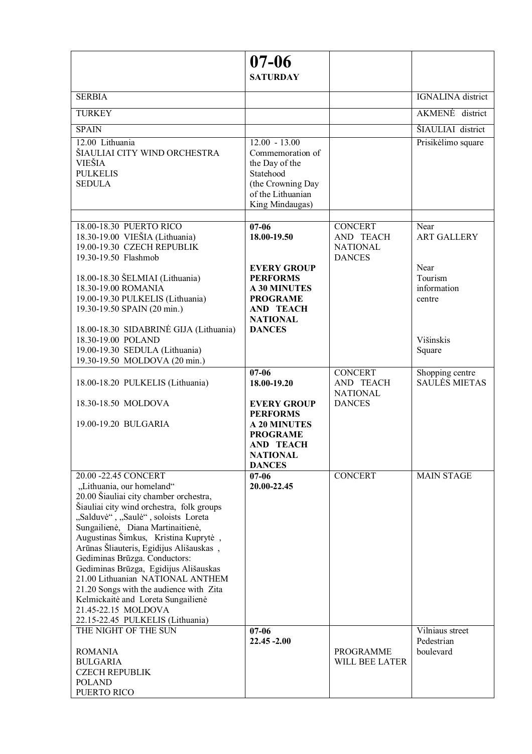| | **07-06**<br>**SATURDAY** | | |
|---|---|---|---|
| SERBIA | | | IGNALINA district |
| TURKEY | | | AKMENĖ district |
| SPAIN | | | ŠIAULIAI district |
| 12.00 Lithuania<br>ŠIAULIAI CITY WIND ORCHESTRA<br>VIEŠIA<br>PULKELIS<br>SEDULA | 12.00 - 13.00<br>Commemoration of the Day of the Statehood<br>(the Crowning Day of the Lithuanian King Mindaugas) | | Prisikėlimo square |
| | | | |
| 18.00-18.30 PUERTO RICO<br>18.30-19.00 VIEŠIA (Lithuania)<br>19.00-19.30 CZECH REPUBLIK<br>19.30-19.50 Flashmob<br><br>18.00-18.30 ŠELMIAI (Lithuania)<br>18.30-19.00 ROMANIA<br>19.00-19.30 PULKELIS (Lithuania)<br>19.30-19.50 SPAIN (20 min.)<br><br>18.00-18.30 SIDABRINĖ GIJA (Lithuania)<br>18.30-19.00 POLAND<br>19.00-19.30 SEDULA (Lithuania)<br>19.30-19.50 MOLDOVA (20 min.) | **07-06**<br>**18.00-19.50**<br><br>**EVERY GROUP PERFORMS A 30 MINUTES PROGRAME AND TEACH NATIONAL DANCES** | CONCERT AND TEACH NATIONAL DANCES | Near ART GALLERY<br><br>Near Tourism information centre<br><br>Višinskis Square |
| 18.00-18.20 PULKELIS (Lithuania)<br><br>18.30-18.50 MOLDOVA<br><br>19.00-19.20 BULGARIA | **07-06**<br>**18.00-19.20**<br><br>**EVERY GROUP PERFORMS A 20 MINUTES PROGRAME AND TEACH NATIONAL DANCES** | CONCERT AND TEACH NATIONAL DANCES | Shopping centre SAULĖS MIETAS |
| 20.00 -22.45 CONCERT<br>„Lithuania, our homeland“<br>20.00 Šiauliai city chamber orchestra, Šiauliai city wind orchestra, folk groups „Salduvė“ , „Saulė“ , soloists Loreta Sungailienė, Diana Martinaitienė, Augustinas Šimkus, Kristina Kuprytė , Arūnas Šliauteris, Egidijus Ališauskas , Gediminas Brūzga. Conductors: Gediminas Brūzga, Egidijus Ališauskas<br>21.00 Lithuanian NATIONAL ANTHEM<br>21.20 Songs with the audience with Zita Kelmickaitė and Loreta Sungailienė<br>21.45-22.15 MOLDOVA<br>22.15-22.45 PULKELIS (Lithuania) | **07-06**<br>**20.00-22.45** | CONCERT | MAIN STAGE |
| THE NIGHT OF THE SUN<br><br>ROMANIA<br>BULGARIA<br>CZECH REPUBLIK<br>POLAND<br>PUERTO RICO | **07-06**<br>**22.45 -2.00** | PROGRAMME WILL BEE LATER | Vilniaus street Pedestrian boulevard |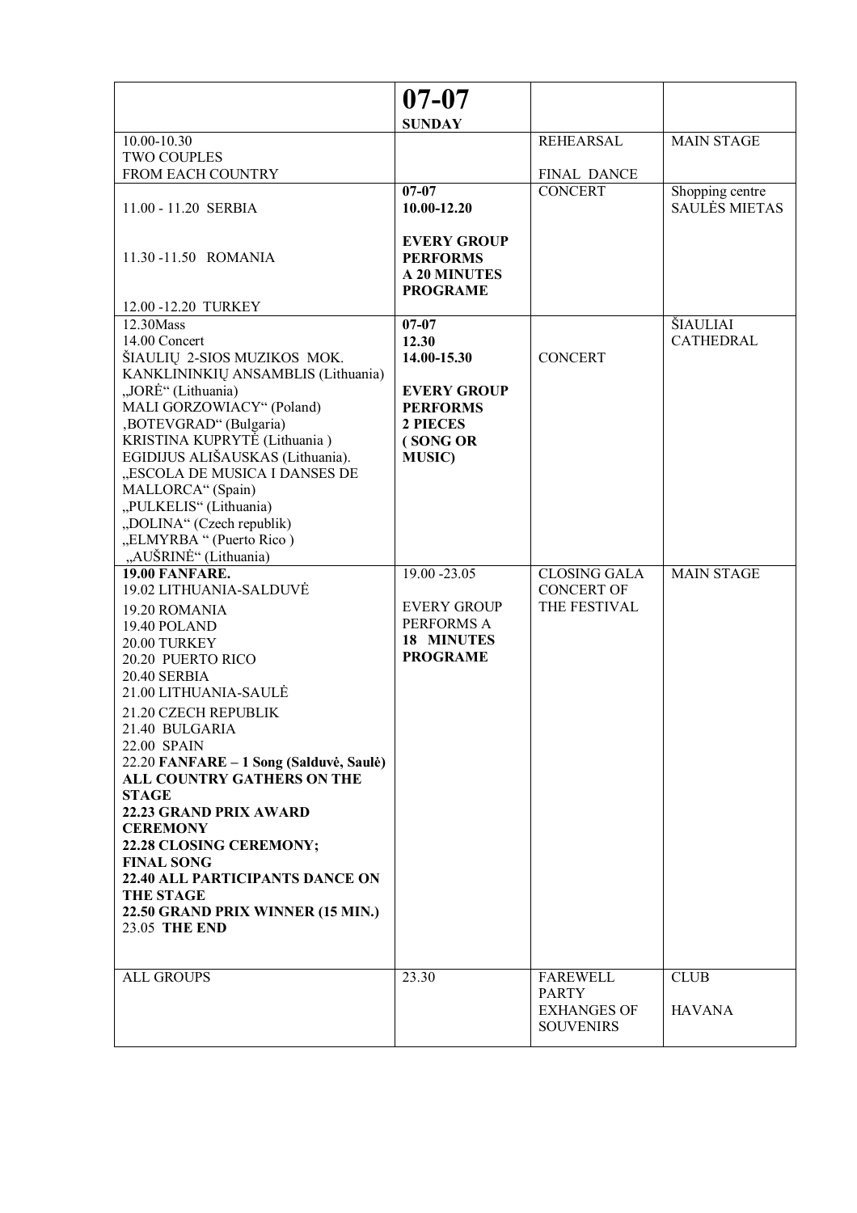| | 07-07<br>**SUNDAY** | | |
|---|---|---|---|
| 10.00-10.30<br>TWO COUPLES<br>FROM EACH COUNTRY | | REHEARSAL<br><br>FINAL DANCE | MAIN STAGE |
| 11.00 - 11.20 SERBIA<br><br>11.30 -11.50 ROMANIA<br><br>12.00 -12.20 TURKEY | **07-07**<br>**10.00-12.20**<br><br>**EVERY GROUP PERFORMS A 20 MINUTES PROGRAME** | CONCERT | Shopping centre SAULĖS MIETAS |
| 12.30Mass<br>14.00 Concert<br>ŠIAULIŲ 2-SIOS MUZIKOS MOK. KANKLININKIŲ ANSAMBLIS (Lithuania)<br>„JORĖ“ (Lithuania)<br>MALI GORZOWIACY“ (Poland)<br>‚BOTEVGRAD“ (Bulgaria)<br>KRISTINA KUPRYTĖ (Lithuania )<br>EGIDIJUS ALIŠAUSKAS (Lithuania).<br>„ESCOLA DE MUSICA I DANSES DE MALLORCA“ (Spain)<br>„PULKELIS“ (Lithuania)<br>„DOLINA“ (Czech republik)<br>„ELMYRBA “ (Puerto Rico )<br>„AUŠRINĖ“ (Lithuania) | **07-07**<br>**12.30**<br>**14.00-15.30**<br><br>**EVERY GROUP PERFORMS 2 PIECES ( SONG OR MUSIC)** | CONCERT | ŠIAULIAI CATHEDRAL |
| **19.00 FANFARE.**<br>19.02 LITHUANIA-SALDUVĖ<br>19.20 ROMANIA<br>19.40 POLAND<br>20.00 TURKEY<br>20.20 PUERTO RICO<br>20.40 SERBIA<br>21.00 LITHUANIA-SAULĖ<br>21.20 CZECH REPUBLIK<br>21.40 BULGARIA<br>22.00 SPAIN<br>22.20 **FANFARE – 1 Song (Salduvė, Saulė)**<br>**ALL COUNTRY GATHERS ON THE STAGE**<br>**22.23 GRAND PRIX AWARD CEREMONY**<br>**22.28 CLOSING CEREMONY; FINAL SONG**<br>**22.40 ALL PARTICIPANTS DANCE ON THE STAGE**<br>**22.50 GRAND PRIX WINNER (15 MIN.)**<br>23.05 **THE END** | 19.00 -23.05<br><br>EVERY GROUP PERFORMS A **18 MINUTES PROGRAME** | CLOSING GALA CONCERT OF THE FESTIVAL | MAIN STAGE |
| ALL GROUPS | 23.30 | FAREWELL PARTY<br>EXHANGES OF SOUVENIRS | CLUB<br><br>HAVANA |